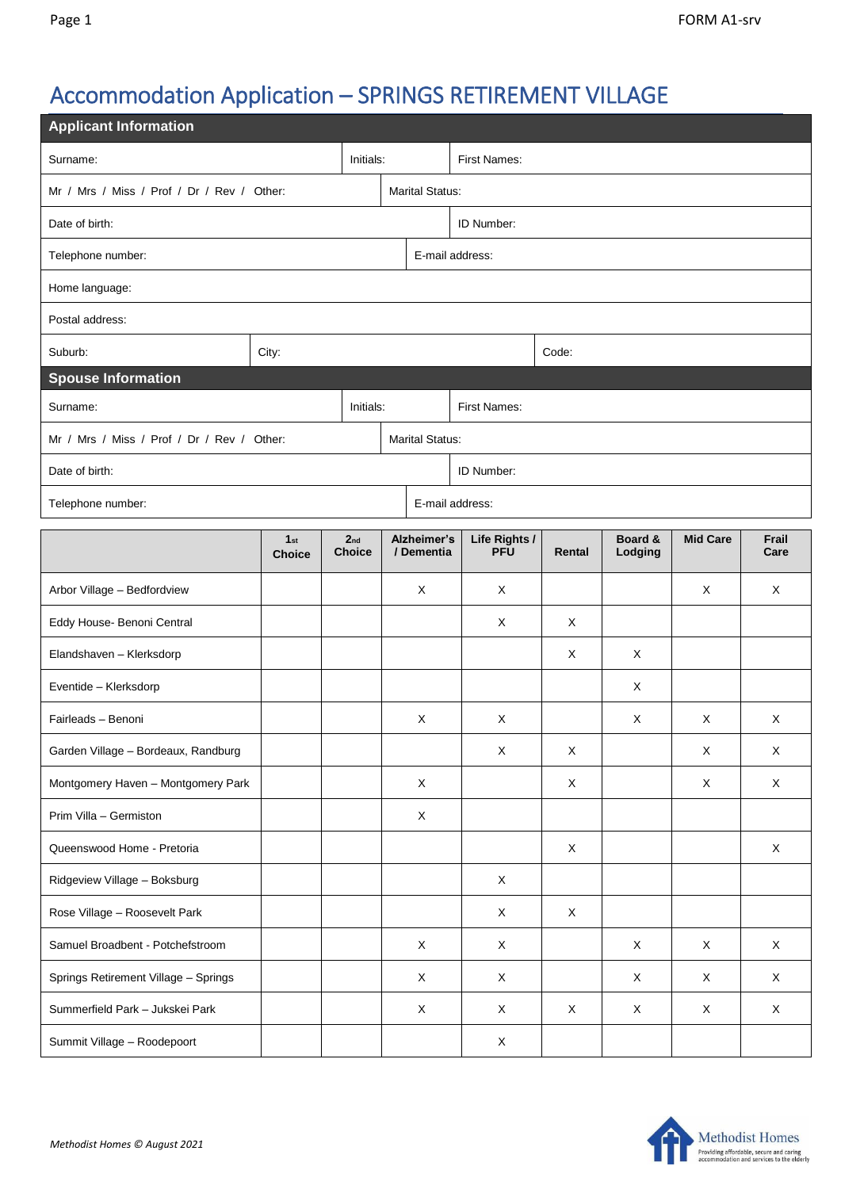# Accommodation Application – SPRINGS RETIREMENT VILLAGE

FORM A1-srv

## Applicant Information

| | | |
|---|---|---|
| Surname: | Initials: | First Names: |
| Mr / Mrs / Miss / Prof / Dr / Rev / Other: | Marital Status: | |
| Date of birth: | ID Number: | |
| Telephone number: | E-mail address: | |
| Home language: | | |
| Postal address: | | |
| Suburb: | City: | Code: |

## Spouse Information

| | | |
|---|---|---|
| Surname: | Initials: | First Names: |
| Mr / Mrs / Miss / Prof / Dr / Rev / Other: | Marital Status: | |
| Date of birth: | ID Number: | |
| Telephone number: | E-mail address: | |

| | 1st Choice | 2nd Choice | Alzheimer's / Dementia | Life Rights / PFU | Rental | Board & Lodging | Mid Care | Frail Care |
|---|---|---|---|---|---|---|---|---|
| Arbor Village – Bedfordview | | | X | X | | | X | X |
| Eddy House- Benoni Central | | | | X | X | | | |
| Elandshaven – Klerksdorp | | | | | X | X | | |
| Eventide – Klerksdorp | | | | | | X | | |
| Fairleads – Benoni | | | X | X | | X | X | X |
| Garden Village – Bordeaux, Randburg | | | | X | X | | X | X |
| Montgomery Haven – Montgomery Park | | | X | | X | | X | X |
| Prim Villa – Germiston | | | X | | | | | |
| Queenswood Home - Pretoria | | | | | X | | | X |
| Ridgeview Village – Boksburg | | | | X | | | | |
| Rose Village – Roosevelt Park | | | | X | X | | | |
| Samuel Broadbent - Potchefstroom | | | X | X | | X | X | X |
| Springs Retirement Village – Springs | | | X | X | | X | X | X |
| Summerfield Park – Jukskei Park | | | X | X | X | X | X | X |
| Summit Village – Roodepoort | | | | X | | | | |

*Methodist Homes © August 2021*

Methodist Homes
Providing affordable, secure and caring accommodation and services to the elderly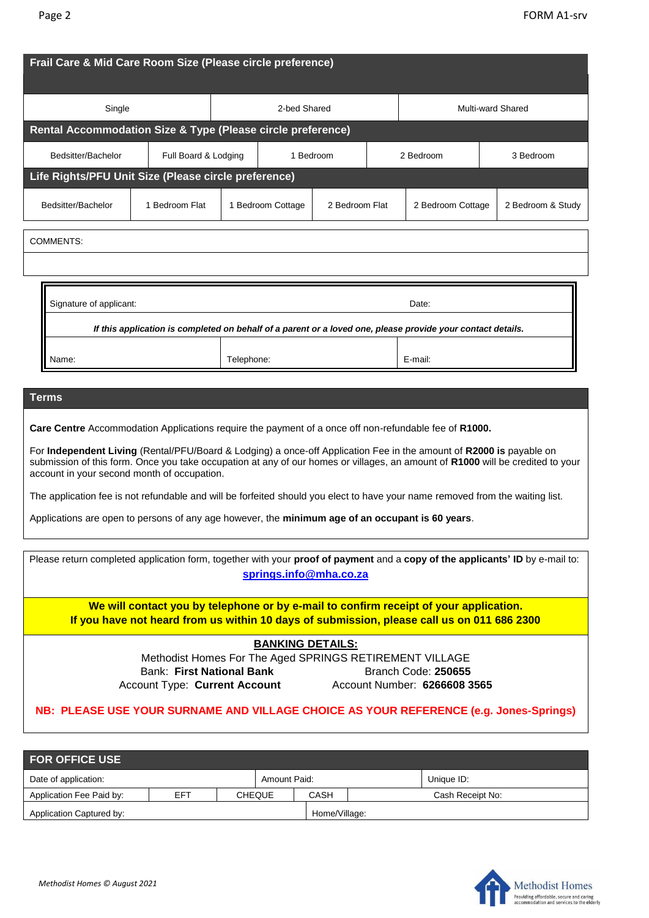## Frail Care & Mid Care Room Size (Please circle preference)

| Single | 2-bed Shared | Multi-ward Shared |
|---|---|---|

## Rental Accommodation Size & Type (Please circle preference)

| Bedsitter/Bachelor | Full Board & Lodging | 1 Bedroom | 2 Bedroom | 3 Bedroom |
|---|---|---|---|---|

## Life Rights/PFU Unit Size (Please circle preference)

| Bedsitter/Bachelor | 1 Bedroom Flat | 1 Bedroom Cottage | 2 Bedroom Flat | 2 Bedroom Cottage | 2 Bedroom & Study |
|---|---|---|---|---|---|

COMMENTS:

| Signature of applicant: | | Date: |
|---|---|---|
| ***If this application is completed on behalf of a parent or a loved one, please provide your contact details.*** | | |
| Name: | Telephone: | E-mail: |

## Terms

**Care Centre** Accommodation Applications require the payment of a once off non-refundable fee of **R1000.**

For **Independent Living** (Rental/PFU/Board & Lodging) a once-off Application Fee in the amount of **R2000 is** payable on submission of this form. Once you take occupation at any of our homes or villages, an amount of **R1000** will be credited to your account in your second month of occupation.

The application fee is not refundable and will be forfeited should you elect to have your name removed from the waiting list.

Applications are open to persons of any age however, the **minimum age of an occupant is 60 years**.

Please return completed application form, together with your **proof of payment** and a **copy of the applicants' ID** by e-mail to: **springs.info@mha.co.za**

**We will contact you by telephone or by e-mail to confirm receipt of your application.**
**If you have not heard from us within 10 days of submission, please call us on 011 686 2300**

**BANKING DETAILS:**

Methodist Homes For The Aged SPRINGS RETIREMENT VILLAGE
Bank: **First National Bank** Branch Code: **250655**
Account Type: **Current Account** Account Number: **6266608 3565**

**NB: PLEASE USE YOUR SURNAME AND VILLAGE CHOICE AS YOUR REFERENCE (e.g. Jones-Springs)**

## FOR OFFICE USE

| Date of application: | | | Amount Paid: | | Unique ID: |
|---|---|---|---|---|---|
| Application Fee Paid by: | EFT | CHEQUE | CASH | | Cash Receipt No: |
| Application Captured by: | | | Home/Village: | | |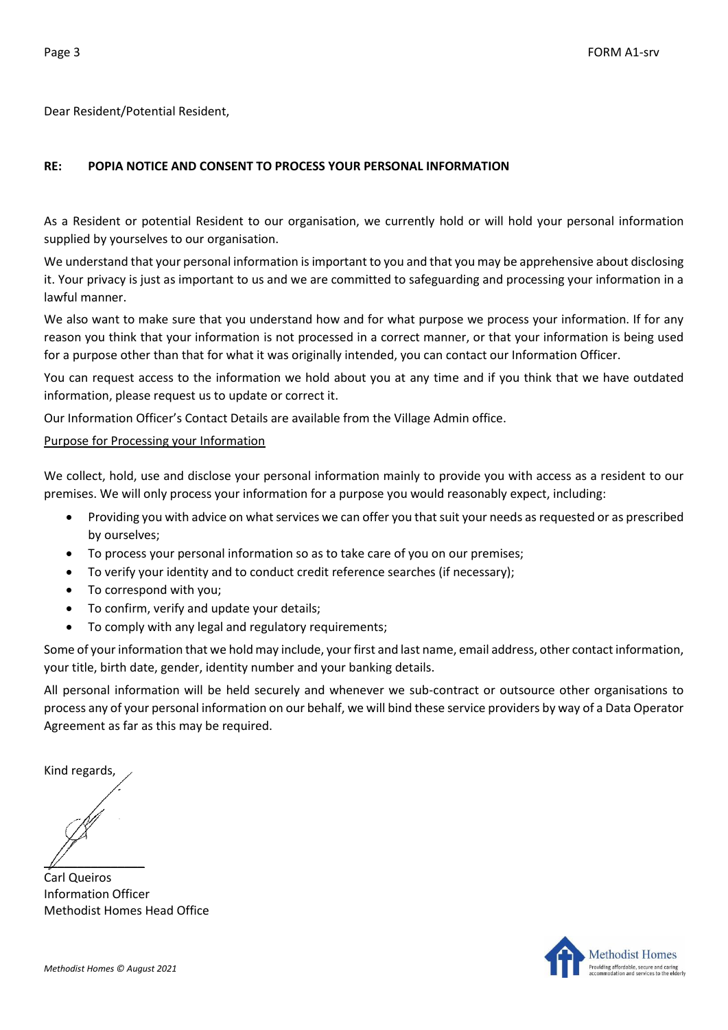Dear Resident/Potential Resident,

**RE: POPIA NOTICE AND CONSENT TO PROCESS YOUR PERSONAL INFORMATION**

As a Resident or potential Resident to our organisation, we currently hold or will hold your personal information supplied by yourselves to our organisation.

We understand that your personal information is important to you and that you may be apprehensive about disclosing it. Your privacy is just as important to us and we are committed to safeguarding and processing your information in a lawful manner.

We also want to make sure that you understand how and for what purpose we process your information. If for any reason you think that your information is not processed in a correct manner, or that your information is being used for a purpose other than that for what it was originally intended, you can contact our Information Officer.

You can request access to the information we hold about you at any time and if you think that we have outdated information, please request us to update or correct it.

Our Information Officer's Contact Details are available from the Village Admin office.

<u>Purpose for Processing your Information</u>

We collect, hold, use and disclose your personal information mainly to provide you with access as a resident to our premises. We will only process your information for a purpose you would reasonably expect, including:

- Providing you with advice on what services we can offer you that suit your needs as requested or as prescribed by ourselves;
- To process your personal information so as to take care of you on our premises;
- To verify your identity and to conduct credit reference searches (if necessary);
- To correspond with you;
- To confirm, verify and update your details;
- To comply with any legal and regulatory requirements;

Some of your information that we hold may include, your first and last name, email address, other contact information, your title, birth date, gender, identity number and your banking details.

All personal information will be held securely and whenever we sub-contract or outsource other organisations to process any of your personal information on our behalf, we will bind these service providers by way of a Data Operator Agreement as far as this may be required.

Kind regards,

Carl Queiros
Information Officer
Methodist Homes Head Office

*Methodist Homes © August 2021*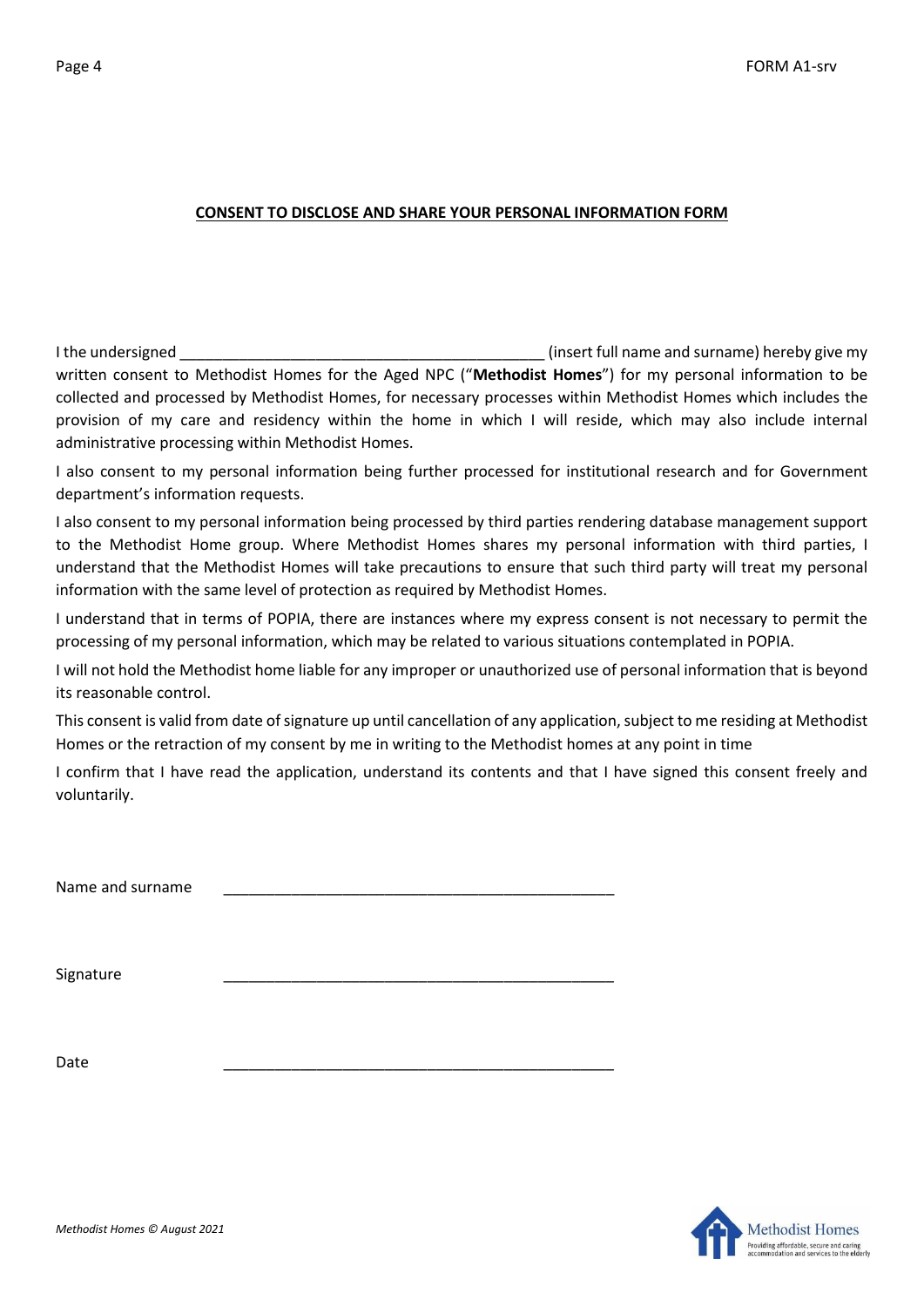**CONSENT TO DISCLOSE AND SHARE YOUR PERSONAL INFORMATION FORM**

I the undersigned ___________________________________________ (insert full name and surname) hereby give my written consent to Methodist Homes for the Aged NPC ("**Methodist Homes**") for my personal information to be collected and processed by Methodist Homes, for necessary processes within Methodist Homes which includes the provision of my care and residency within the home in which I will reside, which may also include internal administrative processing within Methodist Homes.

I also consent to my personal information being further processed for institutional research and for Government department's information requests.

I also consent to my personal information being processed by third parties rendering database management support to the Methodist Home group. Where Methodist Homes shares my personal information with third parties, I understand that the Methodist Homes will take precautions to ensure that such third party will treat my personal information with the same level of protection as required by Methodist Homes.

I understand that in terms of POPIA, there are instances where my express consent is not necessary to permit the processing of my personal information, which may be related to various situations contemplated in POPIA.

I will not hold the Methodist home liable for any improper or unauthorized use of personal information that is beyond its reasonable control.

This consent is valid from date of signature up until cancellation of any application, subject to me residing at Methodist Homes or the retraction of my consent by me in writing to the Methodist homes at any point in time

I confirm that I have read the application, understand its contents and that I have signed this consent freely and voluntarily.

Name and surname ______________________________________________

Signature ______________________________________________

Date ______________________________________________

*Methodist Homes © August 2021*